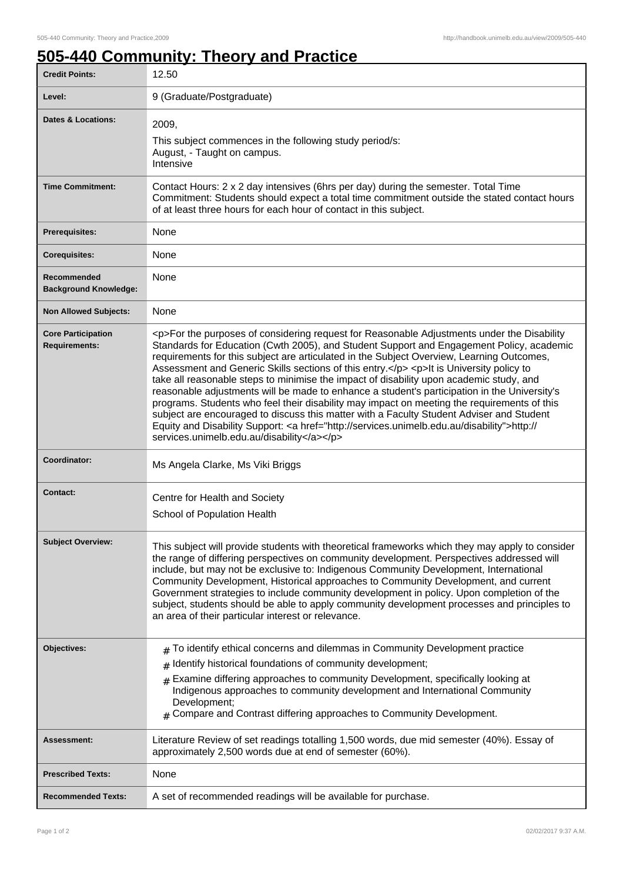# 505-440 Community: Theory and Practice

| | |
|---|---|
| **Credit Points:** | 12.50 |
| **Level:** | 9 (Graduate/Postgraduate) |
| **Dates & Locations:** | 2009,<br>This subject commences in the following study period/s:<br>August, - Taught on campus.<br>Intensive |
| **Time Commitment:** | Contact Hours: 2 x 2 day intensives (6hrs per day) during the semester. Total Time Commitment: Students should expect a total time commitment outside the stated contact hours of at least three hours for each hour of contact in this subject. |
| **Prerequisites:** | None |
| **Corequisites:** | None |
| **Recommended Background Knowledge:** | None |
| **Non Allowed Subjects:** | None |
| **Core Participation Requirements:** | <p>For the purposes of considering request for Reasonable Adjustments under the Disability Standards for Education (Cwth 2005), and Student Support and Engagement Policy, academic requirements for this subject are articulated in the Subject Overview, Learning Outcomes, Assessment and Generic Skills sections of this entry.</p> <p>It is University policy to take all reasonable steps to minimise the impact of disability upon academic study, and reasonable adjustments will be made to enhance a student's participation in the University's programs. Students who feel their disability may impact on meeting the requirements of this subject are encouraged to discuss this matter with a Faculty Student Adviser and Student Equity and Disability Support: <a href="http://services.unimelb.edu.au/disability">http://services.unimelb.edu.au/disability</a></p> |
| **Coordinator:** | Ms Angela Clarke, Ms Viki Briggs |
| **Contact:** | Centre for Health and Society<br>School of Population Health |
| **Subject Overview:** | This subject will provide students with theoretical frameworks which they may apply to consider the range of differing perspectives on community development. Perspectives addressed will include, but may not be exclusive to: Indigenous Community Development, International Community Development, Historical approaches to Community Development, and current Government strategies to include community development in policy. Upon completion of the subject, students should be able to apply community development processes and principles to an area of their particular interest or relevance. |
| **Objectives:** | # To identify ethical concerns and dilemmas in Community Development practice<br># Identify historical foundations of community development;<br># Examine differing approaches to community Development, specifically looking at Indigenous approaches to community development and International Community Development;<br># Compare and Contrast differing approaches to Community Development. |
| **Assessment:** | Literature Review of set readings totalling 1,500 words, due mid semester (40%). Essay of approximately 2,500 words due at end of semester (60%). |
| **Prescribed Texts:** | None |
| **Recommended Texts:** | A set of recommended readings will be available for purchase. |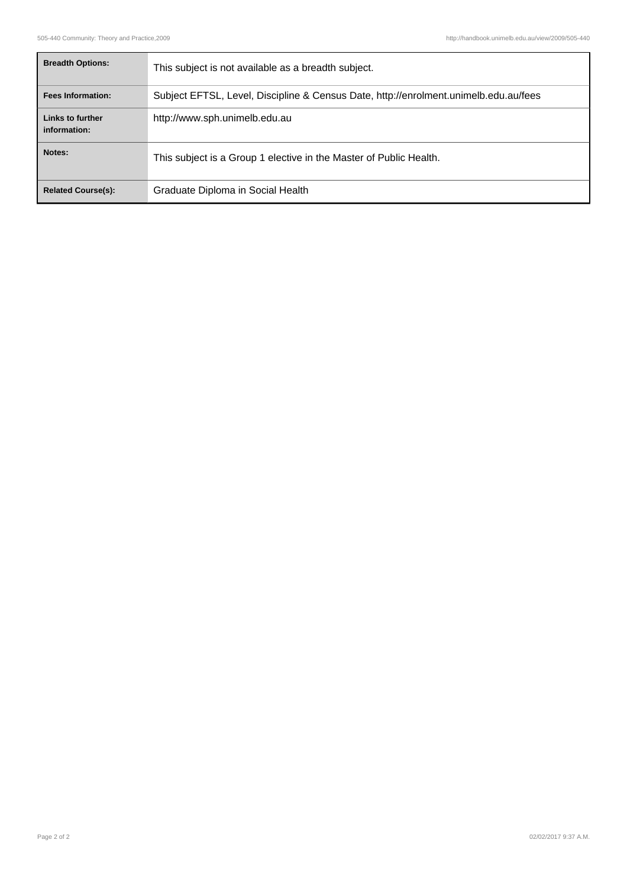| | |
|---|---|
| **Breadth Options:** | This subject is not available as a breadth subject. |
| **Fees Information:** | Subject EFTSL, Level, Discipline & Census Date, http://enrolment.unimelb.edu.au/fees |
| **Links to further information:** | http://www.sph.unimelb.edu.au |
| **Notes:** | This subject is a Group 1 elective in the Master of Public Health. |
| **Related Course(s):** | Graduate Diploma in Social Health |